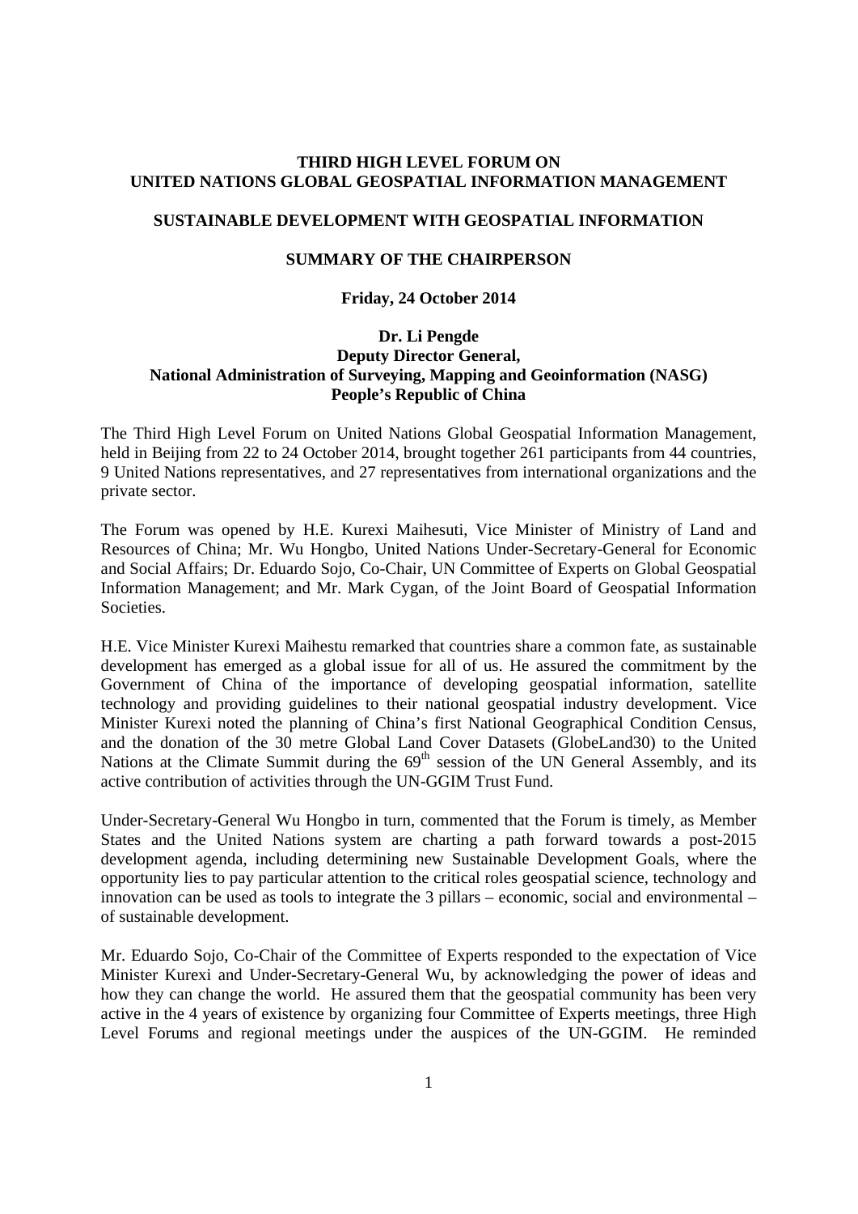**THIRD HIGH LEVEL FORUM ON UNITED NATIONS GLOBAL GEOSPATIAL INFORMATION MANAGEMENT**

**SUSTAINABLE DEVELOPMENT WITH GEOSPATIAL INFORMATION**

**SUMMARY OF THE CHAIRPERSON**

**Friday, 24 October 2014**

**Dr. Li Pengde**
**Deputy Director General,**
**National Administration of Surveying, Mapping and Geoinformation (NASG)**
**People's Republic of China**

The Third High Level Forum on United Nations Global Geospatial Information Management, held in Beijing from 22 to 24 October 2014, brought together 261 participants from 44 countries, 9 United Nations representatives, and 27 representatives from international organizations and the private sector.

The Forum was opened by H.E. Kurexi Maihesuti, Vice Minister of Ministry of Land and Resources of China; Mr. Wu Hongbo, United Nations Under-Secretary-General for Economic and Social Affairs; Dr. Eduardo Sojo, Co-Chair, UN Committee of Experts on Global Geospatial Information Management; and Mr. Mark Cygan, of the Joint Board of Geospatial Information Societies.

H.E. Vice Minister Kurexi Maihestu remarked that countries share a common fate, as sustainable development has emerged as a global issue for all of us. He assured the commitment by the Government of China of the importance of developing geospatial information, satellite technology and providing guidelines to their national geospatial industry development. Vice Minister Kurexi noted the planning of China's first National Geographical Condition Census, and the donation of the 30 metre Global Land Cover Datasets (GlobeLand30) to the United Nations at the Climate Summit during the 69th session of the UN General Assembly, and its active contribution of activities through the UN-GGIM Trust Fund.

Under-Secretary-General Wu Hongbo in turn, commented that the Forum is timely, as Member States and the United Nations system are charting a path forward towards a post-2015 development agenda, including determining new Sustainable Development Goals, where the opportunity lies to pay particular attention to the critical roles geospatial science, technology and innovation can be used as tools to integrate the 3 pillars – economic, social and environmental – of sustainable development.

Mr. Eduardo Sojo, Co-Chair of the Committee of Experts responded to the expectation of Vice Minister Kurexi and Under-Secretary-General Wu, by acknowledging the power of ideas and how they can change the world. He assured them that the geospatial community has been very active in the 4 years of existence by organizing four Committee of Experts meetings, three High Level Forums and regional meetings under the auspices of the UN-GGIM. He reminded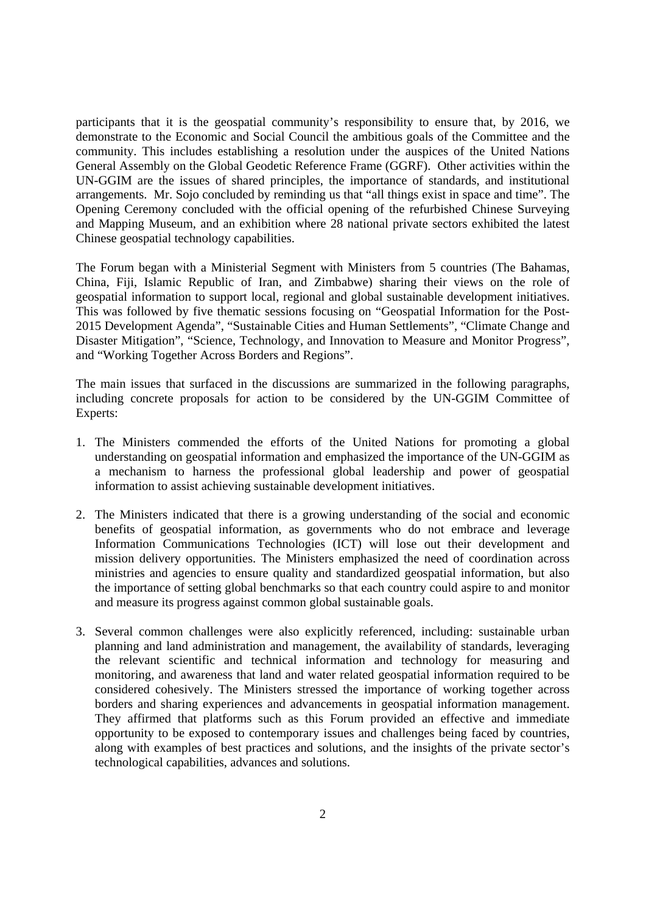participants that it is the geospatial community's responsibility to ensure that, by 2016, we demonstrate to the Economic and Social Council the ambitious goals of the Committee and the community. This includes establishing a resolution under the auspices of the United Nations General Assembly on the Global Geodetic Reference Frame (GGRF). Other activities within the UN-GGIM are the issues of shared principles, the importance of standards, and institutional arrangements. Mr. Sojo concluded by reminding us that "all things exist in space and time". The Opening Ceremony concluded with the official opening of the refurbished Chinese Surveying and Mapping Museum, and an exhibition where 28 national private sectors exhibited the latest Chinese geospatial technology capabilities.

The Forum began with a Ministerial Segment with Ministers from 5 countries (The Bahamas, China, Fiji, Islamic Republic of Iran, and Zimbabwe) sharing their views on the role of geospatial information to support local, regional and global sustainable development initiatives. This was followed by five thematic sessions focusing on "Geospatial Information for the Post-2015 Development Agenda", "Sustainable Cities and Human Settlements", "Climate Change and Disaster Mitigation", "Science, Technology, and Innovation to Measure and Monitor Progress", and "Working Together Across Borders and Regions".

The main issues that surfaced in the discussions are summarized in the following paragraphs, including concrete proposals for action to be considered by the UN-GGIM Committee of Experts:

1. The Ministers commended the efforts of the United Nations for promoting a global understanding on geospatial information and emphasized the importance of the UN-GGIM as a mechanism to harness the professional global leadership and power of geospatial information to assist achieving sustainable development initiatives.

2. The Ministers indicated that there is a growing understanding of the social and economic benefits of geospatial information, as governments who do not embrace and leverage Information Communications Technologies (ICT) will lose out their development and mission delivery opportunities. The Ministers emphasized the need of coordination across ministries and agencies to ensure quality and standardized geospatial information, but also the importance of setting global benchmarks so that each country could aspire to and monitor and measure its progress against common global sustainable goals.

3. Several common challenges were also explicitly referenced, including: sustainable urban planning and land administration and management, the availability of standards, leveraging the relevant scientific and technical information and technology for measuring and monitoring, and awareness that land and water related geospatial information required to be considered cohesively. The Ministers stressed the importance of working together across borders and sharing experiences and advancements in geospatial information management. They affirmed that platforms such as this Forum provided an effective and immediate opportunity to be exposed to contemporary issues and challenges being faced by countries, along with examples of best practices and solutions, and the insights of the private sector's technological capabilities, advances and solutions.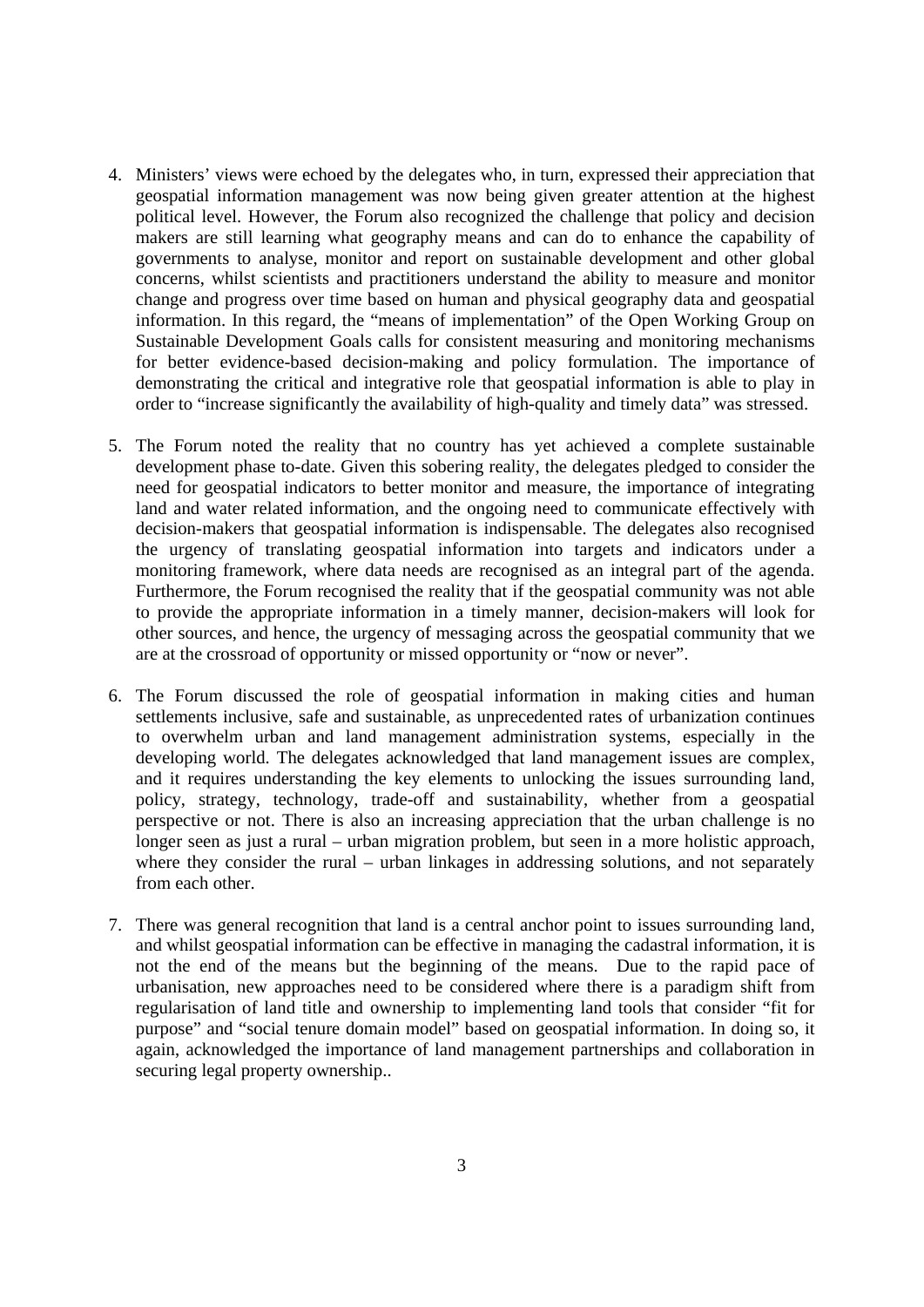4. Ministers' views were echoed by the delegates who, in turn, expressed their appreciation that geospatial information management was now being given greater attention at the highest political level. However, the Forum also recognized the challenge that policy and decision makers are still learning what geography means and can do to enhance the capability of governments to analyse, monitor and report on sustainable development and other global concerns, whilst scientists and practitioners understand the ability to measure and monitor change and progress over time based on human and physical geography data and geospatial information. In this regard, the "means of implementation" of the Open Working Group on Sustainable Development Goals calls for consistent measuring and monitoring mechanisms for better evidence-based decision-making and policy formulation. The importance of demonstrating the critical and integrative role that geospatial information is able to play in order to "increase significantly the availability of high-quality and timely data" was stressed.

5. The Forum noted the reality that no country has yet achieved a complete sustainable development phase to-date. Given this sobering reality, the delegates pledged to consider the need for geospatial indicators to better monitor and measure, the importance of integrating land and water related information, and the ongoing need to communicate effectively with decision-makers that geospatial information is indispensable. The delegates also recognised the urgency of translating geospatial information into targets and indicators under a monitoring framework, where data needs are recognised as an integral part of the agenda. Furthermore, the Forum recognised the reality that if the geospatial community was not able to provide the appropriate information in a timely manner, decision-makers will look for other sources, and hence, the urgency of messaging across the geospatial community that we are at the crossroad of opportunity or missed opportunity or "now or never".

6. The Forum discussed the role of geospatial information in making cities and human settlements inclusive, safe and sustainable, as unprecedented rates of urbanization continues to overwhelm urban and land management administration systems, especially in the developing world. The delegates acknowledged that land management issues are complex, and it requires understanding the key elements to unlocking the issues surrounding land, policy, strategy, technology, trade-off and sustainability, whether from a geospatial perspective or not. There is also an increasing appreciation that the urban challenge is no longer seen as just a rural – urban migration problem, but seen in a more holistic approach, where they consider the rural – urban linkages in addressing solutions, and not separately from each other.

7. There was general recognition that land is a central anchor point to issues surrounding land, and whilst geospatial information can be effective in managing the cadastral information, it is not the end of the means but the beginning of the means. Due to the rapid pace of urbanisation, new approaches need to be considered where there is a paradigm shift from regularisation of land title and ownership to implementing land tools that consider "fit for purpose" and "social tenure domain model" based on geospatial information. In doing so, it again, acknowledged the importance of land management partnerships and collaboration in securing legal property ownership..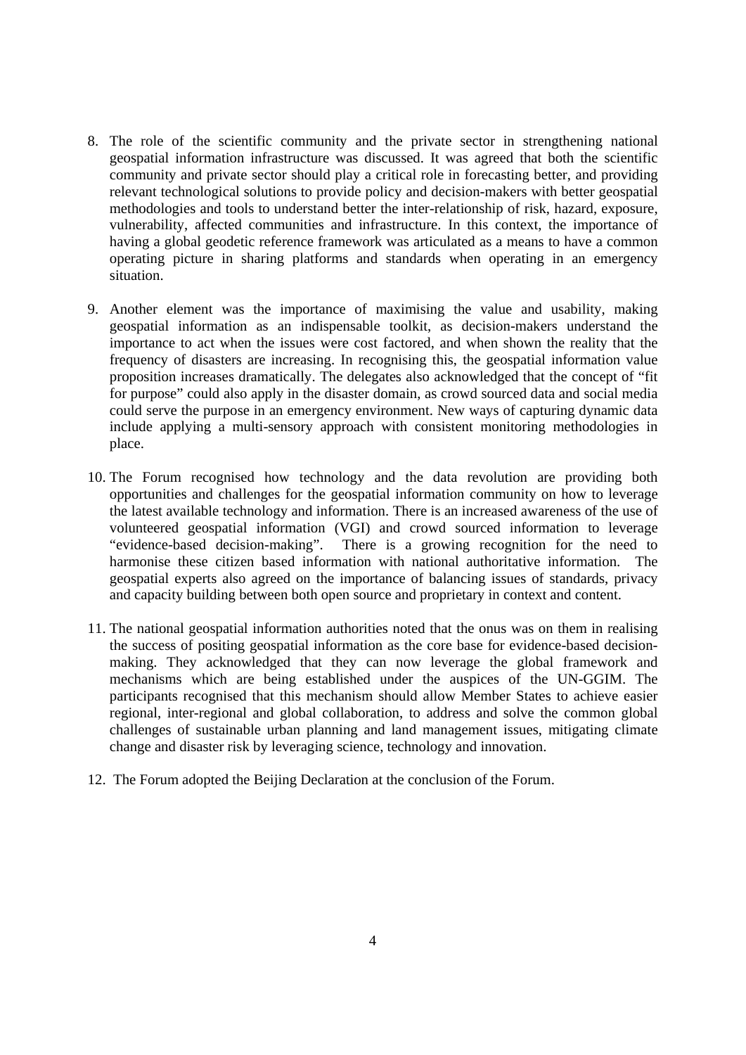8. The role of the scientific community and the private sector in strengthening national geospatial information infrastructure was discussed. It was agreed that both the scientific community and private sector should play a critical role in forecasting better, and providing relevant technological solutions to provide policy and decision-makers with better geospatial methodologies and tools to understand better the inter-relationship of risk, hazard, exposure, vulnerability, affected communities and infrastructure. In this context, the importance of having a global geodetic reference framework was articulated as a means to have a common operating picture in sharing platforms and standards when operating in an emergency situation.

9. Another element was the importance of maximising the value and usability, making geospatial information as an indispensable toolkit, as decision-makers understand the importance to act when the issues were cost factored, and when shown the reality that the frequency of disasters are increasing. In recognising this, the geospatial information value proposition increases dramatically. The delegates also acknowledged that the concept of "fit for purpose" could also apply in the disaster domain, as crowd sourced data and social media could serve the purpose in an emergency environment. New ways of capturing dynamic data include applying a multi-sensory approach with consistent monitoring methodologies in place.

10. The Forum recognised how technology and the data revolution are providing both opportunities and challenges for the geospatial information community on how to leverage the latest available technology and information. There is an increased awareness of the use of volunteered geospatial information (VGI) and crowd sourced information to leverage "evidence-based decision-making". There is a growing recognition for the need to harmonise these citizen based information with national authoritative information. The geospatial experts also agreed on the importance of balancing issues of standards, privacy and capacity building between both open source and proprietary in context and content.

11. The national geospatial information authorities noted that the onus was on them in realising the success of positing geospatial information as the core base for evidence-based decision-making. They acknowledged that they can now leverage the global framework and mechanisms which are being established under the auspices of the UN-GGIM. The participants recognised that this mechanism should allow Member States to achieve easier regional, inter-regional and global collaboration, to address and solve the common global challenges of sustainable urban planning and land management issues, mitigating climate change and disaster risk by leveraging science, technology and innovation.

12. The Forum adopted the Beijing Declaration at the conclusion of the Forum.